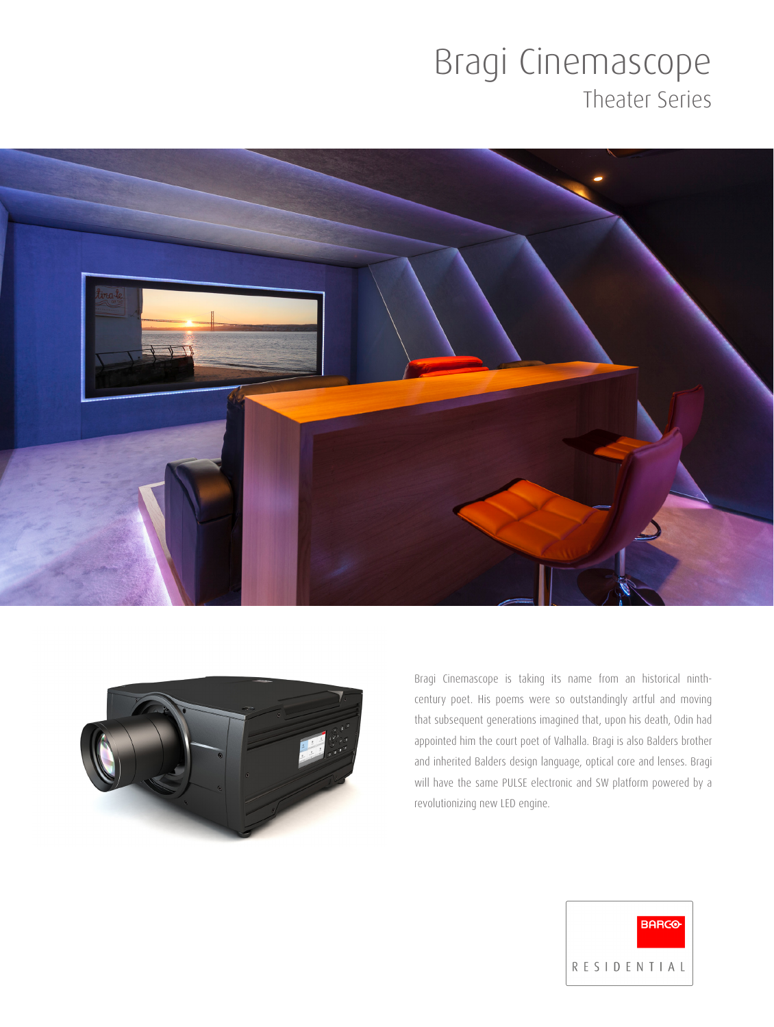# Bragi Cinemascope

## Theater Series

Bragi Cinemascope is taking its name from an historical ninth-century poet. His poems were so outstandingly artful and moving that subsequent generations imagined that, upon his death, Odin had appointed him the court poet of Valhalla. Bragi is also Balders brother and inherited Balders design language, optical core and lenses. Bragi will have the same PULSE electronic and SW platform powered by a revolutionizing new LED engine.

BARCO

RESIDENTIAL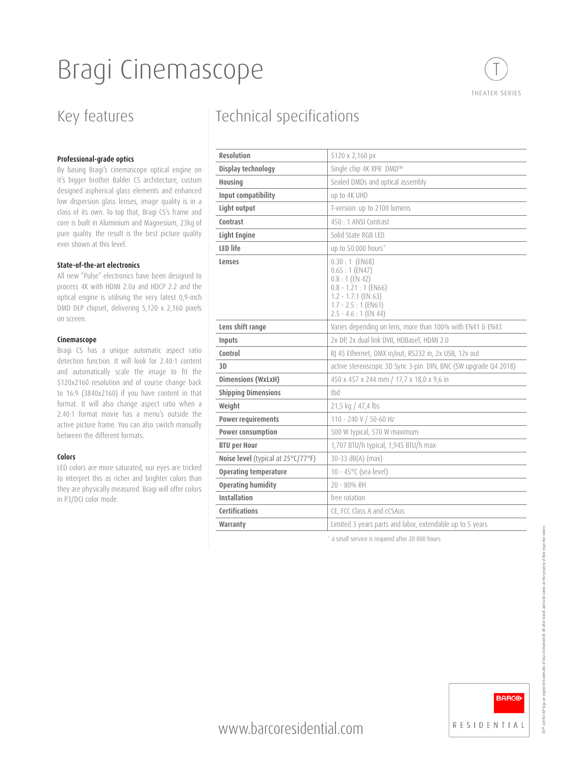# Bragi Cinemascope

THEATER SERIES

## Key features

### Professional-grade optics

By basing Bragi's cinemascope optical engine on it's bigger brother Balder CS architecture, custom designed aspherical glass elements and enhanced low dispersion glass lenses, image quality is in a class of its own. To top that, Bragi CS's frame and core is built in Aluminium and Magnesium, 23kg of pure quality. the result is the best picture quality ever shown at this level.

### State-of-the-art electronics

All new "Pulse" electronics have been designed to process 4K with HDMI 2.0a and HDCP 2.2 and the optical engine is utilising the very latest 0,9-inch DMD DLP chipset, delivering 5,120 x 2,160 pixels on screen.

### Cinemascope

Bragi CS has a unique automatic aspect ratio detection function. It will look for 2.40:1 content and automatically scale the image to fit the 5120x2160 resolution and of course change back to 16:9 (3840x2160) if you have content in that format. It will also change aspect ratio when a 2.40:1 format movie has a menu's outside the active picture frame. You can also switch manually between the different formats.

### Colors

LED colors are more saturated, our eyes are tricked to interpret this as richer and brighter colors than they are physically measured. Bragi will offer colors in P3/DCI color mode.

## Technical specifications

| | |
|---|---|
| **Resolution** | 5120 x 2,160 px |
| **Display technology** | Single chip 4K XPR DMD™ |
| **Housing** | Sealed DMDs and optical assembly |
| **Input compatibility** | up to 4K UHD |
| **Light output** | T-version: up to 2100 lumens |
| **Contrast** | 450 : 1 ANSI Contrast |
| **Light Engine** | Solid State RGB LED |
| **LED life** | up to 50.000 hours* |
| **Lenses** | 0.30 : 1 (EN68)<br>0.65 : 1 (EN47)<br>0.8 : 1 (EN 42)<br>0.8 - 1.21 : 1 (EN66)<br>1.2 - 1.7:1 (EN 63)<br>1.7 - 2.5 : 1 (EN61)<br>2.5 - 4.6 : 1 (EN 44) |
| **Lens shift range** | Varies depending on lens, more than 100% with EN41 & EN43 |
| **Inputs** | 2x DP, 2x dual link DVII, HDBaseT, HDMI 2.0 |
| **Control** | RJ 45 Ethernet, DMX in/out, RS232 in, 2x USB, 12v out |
| **3D** | active stereoscopic 3D Sync 3-pin DIN, BNC (SW upgrade Q4 2018) |
| **Dimensions (WxLxH)** | 450 x 457 x 244 mm / 17,7 x 18,0 x 9,6 in |
| **Shipping Dimensions** | tbd |
| **Weight** | 21,5 kg / 47,4 lbs |
| **Power requirements** | 110 - 240 V / 50-60 Hz |
| **Power consumption** | 500 W typical, 570 W maximum |
| **BTU per Hour** | 1,707 BTU/h typical, 1,945 BTU/h max |
| **Noise level** (typical at 25°C/77°F) | 30-33 dB(A) (max) |
| **Operating temperature** | 10 - 45°C (sea level) |
| **Operating humidity** | 20 - 80% RH |
| **Installation** | free rotation |
| **Certifications** | CE, FCC Class A and cCSAus |
| **Warranty** | Limited 3 years parts and labor, extendable up to 5 years |

* a small service is required after 20 000 hours

www.barcoresidential.com

BARCO RESIDENTIAL